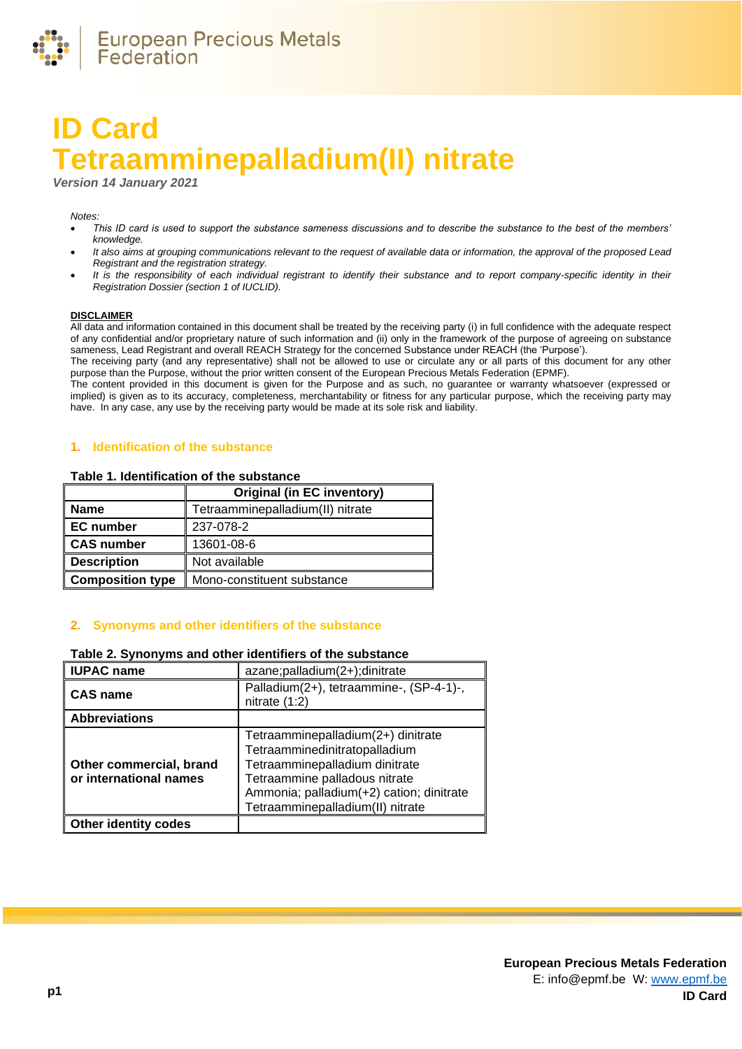# ID Card
# Tetraamminepalladium(II) nitrate

*Version 14 January 2021*

*Notes:*

- *This ID card is used to support the substance sameness discussions and to describe the substance to the best of the members' knowledge.*
- *It also aims at grouping communications relevant to the request of available data or information, the approval of the proposed Lead Registrant and the registration strategy.*
- *It is the responsibility of each individual registrant to identify their substance and to report company-specific identity in their Registration Dossier (section 1 of IUCLID).*

**DISCLAIMER**

All data and information contained in this document shall be treated by the receiving party (i) in full confidence with the adequate respect of any confidential and/or proprietary nature of such information and (ii) only in the framework of the purpose of agreeing on substance sameness, Lead Registrant and overall REACH Strategy for the concerned Substance under REACH (the 'Purpose').
The receiving party (and any representative) shall not be allowed to use or circulate any or all parts of this document for any other purpose than the Purpose, without the prior written consent of the European Precious Metals Federation (EPMF).
The content provided in this document is given for the Purpose and as such, no guarantee or warranty whatsoever (expressed or implied) is given as to its accuracy, completeness, merchantability or fitness for any particular purpose, which the receiving party may have. In any case, any use by the receiving party would be made at its sole risk and liability.

## 1. Identification of the substance

**Table 1. Identification of the substance**

| | Original (in EC inventory) |
|---|---|
| **Name** | Tetraamminepalladium(II) nitrate |
| **EC number** | 237-078-2 |
| **CAS number** | 13601-08-6 |
| **Description** | Not available |
| **Composition type** | Mono-constituent substance |

## 2. Synonyms and other identifiers of the substance

**Table 2. Synonyms and other identifiers of the substance**

| | |
|---|---|
| **IUPAC name** | azane;palladium(2+);dinitrate |
| **CAS name** | Palladium(2+), tetraammine-, (SP-4-1)-, nitrate (1:2) |
| **Abbreviations** | |
| **Other commercial, brand or international names** | Tetraamminepalladium(2+) dinitrate<br>Tetraamminedinitratopalladium<br>Tetraamminepalladium dinitrate<br>Tetraammine palladous nitrate<br>Ammonia; palladium(+2) cation; dinitrate<br>Tetraamminepalladium(II) nitrate |
| **Other identity codes** | |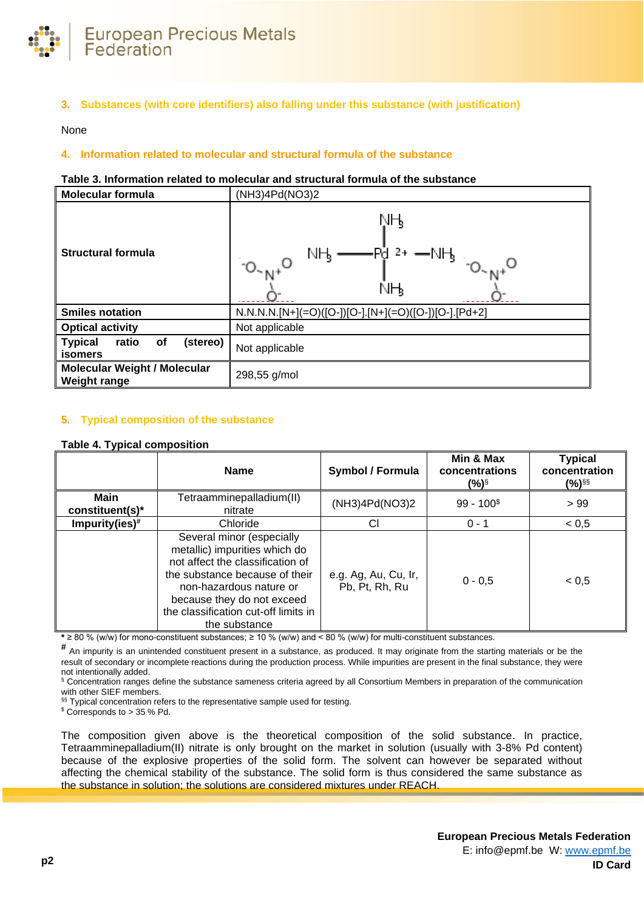## 3. Substances (with core identifiers) also falling under this substance (with justification)

None

## 4. Information related to molecular and structural formula of the substance

**Table 3. Information related to molecular and structural formula of the substance**

| Molecular formula | (NH3)4Pd(NO3)2 |
|---|---|
| **Structural formula** | |
| **Smiles notation** | N.N.N.N.[N+](=O)([O-])[O-].[N+](=O)([O-])[O-].[Pd+2] |
| **Optical activity** | Not applicable |
| **Typical ratio of (stereo) isomers** | Not applicable |
| **Molecular Weight / Molecular Weight range** | 298,55 g/mol |

## 5. Typical composition of the substance

**Table 4. Typical composition**

| | Name | Symbol / Formula | Min & Max concentrations (%)[§] | Typical concentration (%)[§§] |
|---|---|---|---|---|
| **Main constituent(s)*** | Tetraamminepalladium(II) nitrate | (NH3)4Pd(NO3)2 | 99 - 100[$] | > 99 |
| **Impurity(ies)[#]** | Chloride | Cl | 0 - 1 | < 0,5 |
| | Several minor (especially metallic) impurities which do not affect the classification of the substance because of their non-hazardous nature or because they do not exceed the classification cut-off limits in the substance | e.g. Ag, Au, Cu, Ir, Pb, Pt, Rh, Ru | 0 - 0,5 | < 0,5 |

**\*** ≥ 80 % (w/w) for mono-constituent substances; ≥ 10 % (w/w) and < 80 % (w/w) for multi-constituent substances.

**#** An impurity is an unintended constituent present in a substance, as produced. It may originate from the starting materials or be the result of secondary or incomplete reactions during the production process. While impurities are present in the final substance, they were not intentionally added.

§ Concentration ranges define the substance sameness criteria agreed by all Consortium Members in preparation of the communication with other SIEF members.

§§ Typical concentration refers to the representative sample used for testing.

$ Corresponds to > 35 % Pd.

The composition given above is the theoretical composition of the solid substance. In practice, Tetraamminepalladium(II) nitrate is only brought on the market in solution (usually with 3-8% Pd content) because of the explosive properties of the solid form. The solvent can however be separated without affecting the chemical stability of the substance. The solid form is thus considered the same substance as the substance in solution; the solutions are considered mixtures under REACH.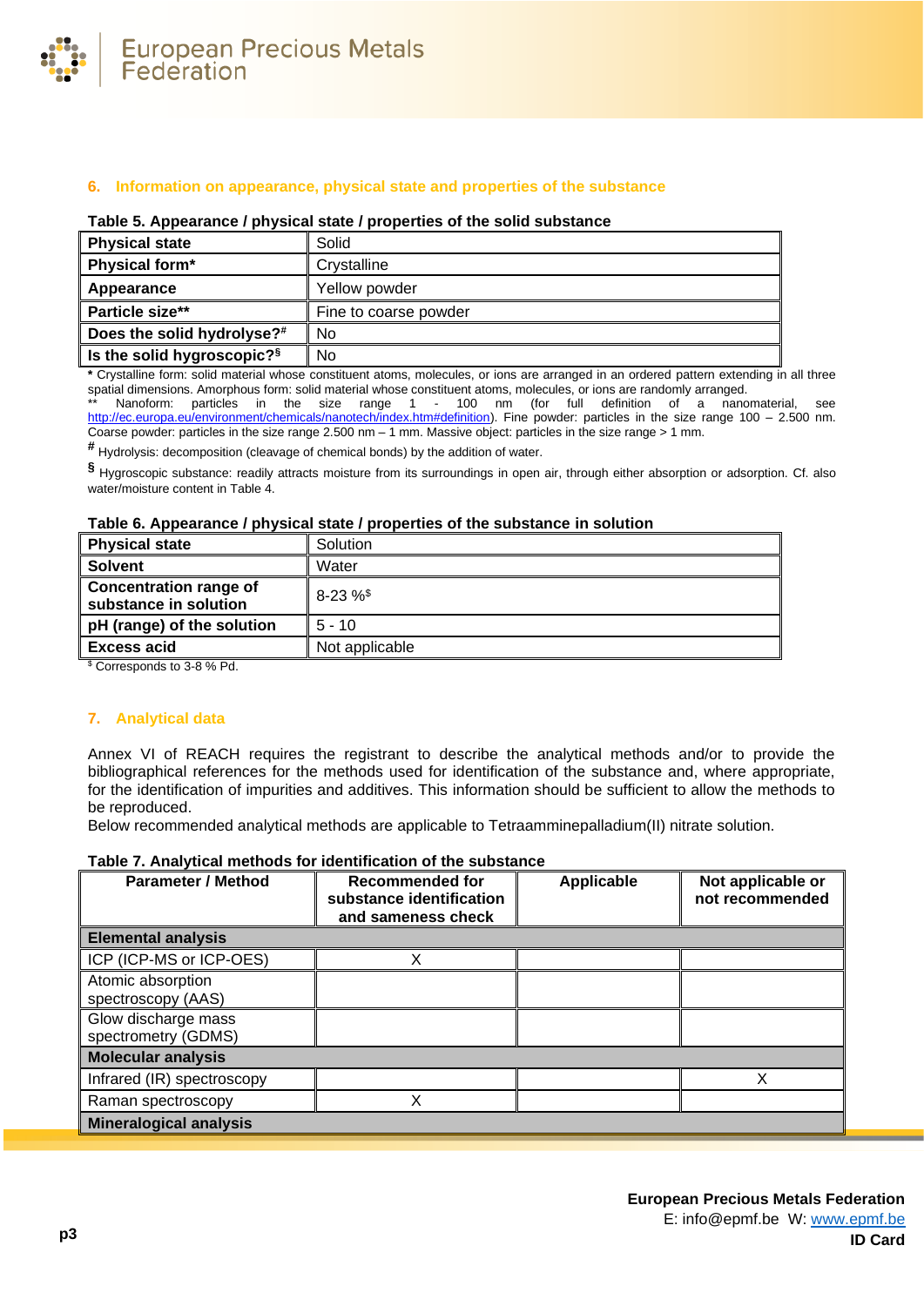## 6. Information on appearance, physical state and properties of the substance

**Table 5. Appearance / physical state / properties of the solid substance**

| **Physical state** | Solid |
|---|---|
| **Physical form*** | Crystalline |
| **Appearance** | Yellow powder |
| **Particle size**** | Fine to coarse powder |
| **Does the solid hydrolyse?#** | No |
| **Is the solid hygroscopic?§** | No |

**\*** Crystalline form: solid material whose constituent atoms, molecules, or ions are arranged in an ordered pattern extending in all three spatial dimensions. Amorphous form: solid material whose constituent atoms, molecules, or ions are randomly arranged.
** Nanoform: particles in the size range 1 - 100 nm (for full definition of a nanomaterial, see http://ec.europa.eu/environment/chemicals/nanotech/index.htm#definition). Fine powder: particles in the size range 100 – 2.500 nm. Coarse powder: particles in the size range 2.500 nm – 1 mm. Massive object: particles in the size range > 1 mm.
**#** Hydrolysis: decomposition (cleavage of chemical bonds) by the addition of water.
**§** Hygroscopic substance: readily attracts moisture from its surroundings in open air, through either absorption or adsorption. Cf. also water/moisture content in Table 4.

**Table 6. Appearance / physical state / properties of the substance in solution**

| **Physical state** | Solution |
|---|---|
| **Solvent** | Water |
| **Concentration range of substance in solution** | 8-23 %$ |
| **pH (range) of the solution** | 5 - 10 |
| **Excess acid** | Not applicable |

$ Corresponds to 3-8 % Pd.

## 7. Analytical data

Annex VI of REACH requires the registrant to describe the analytical methods and/or to provide the bibliographical references for the methods used for identification of the substance and, where appropriate, for the identification of impurities and additives. This information should be sufficient to allow the methods to be reproduced.
Below recommended analytical methods are applicable to Tetraamminepalladium(II) nitrate solution.

**Table 7. Analytical methods for identification of the substance**

| Parameter / Method | Recommended for substance identification and sameness check | Applicable | Not applicable or not recommended |
|---|---|---|---|
| **Elemental analysis** | | | |
| ICP (ICP-MS or ICP-OES) | X | | |
| Atomic absorption spectroscopy (AAS) | | | |
| Glow discharge mass spectrometry (GDMS) | | | |
| **Molecular analysis** | | | |
| Infrared (IR) spectroscopy | | | X |
| Raman spectroscopy | X | | |
| **Mineralogical analysis** | | | |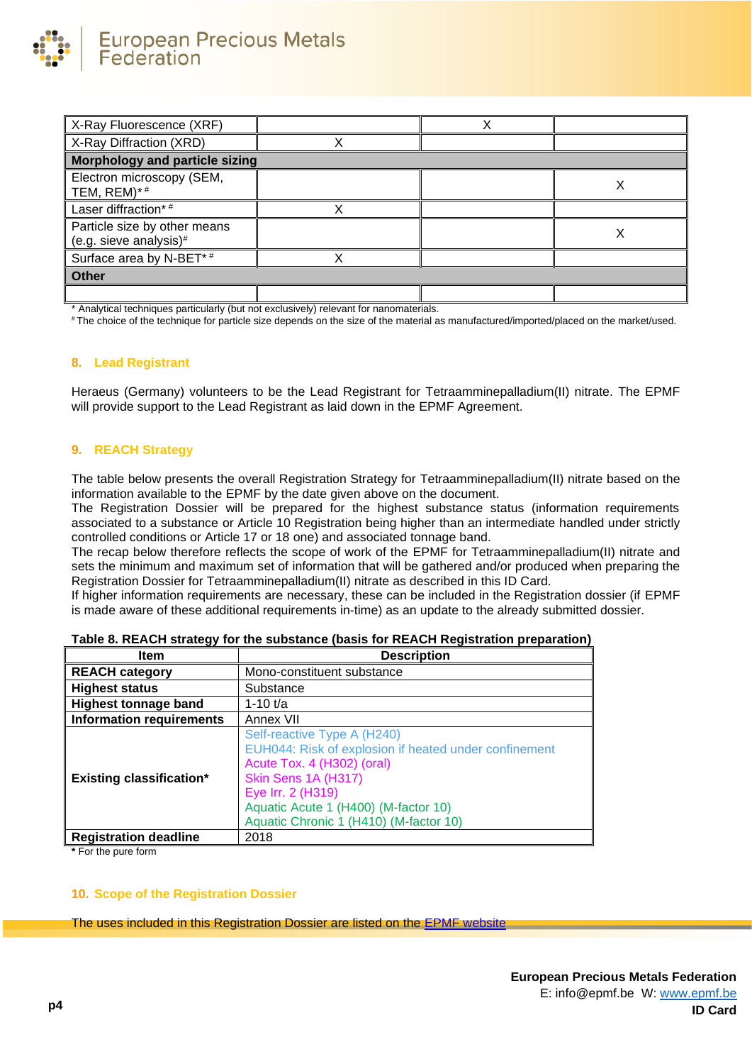| X-Ray Fluorescence (XRF) | | X | |
|---|---|---|---|
| X-Ray Diffraction (XRD) | X | | |
| **Morphology and particle sizing** | | | |
| Electron microscopy (SEM, TEM, REM)*# | | | X |
| Laser diffraction*# | X | | |
| Particle size by other means (e.g. sieve analysis)# | | | X |
| Surface area by N-BET*# | X | | |
| **Other** | | | |
| | | | |

\* Analytical techniques particularly (but not exclusively) relevant for nanomaterials.
\# The choice of the technique for particle size depends on the size of the material as manufactured/imported/placed on the market/used.

## 8. Lead Registrant

Heraeus (Germany) volunteers to be the Lead Registrant for Tetraamminepalladium(II) nitrate. The EPMF will provide support to the Lead Registrant as laid down in the EPMF Agreement.

## 9. REACH Strategy

The table below presents the overall Registration Strategy for Tetraamminepalladium(II) nitrate based on the information available to the EPMF by the date given above on the document.
The Registration Dossier will be prepared for the highest substance status (information requirements associated to a substance or Article 10 Registration being higher than an intermediate handled under strictly controlled conditions or Article 17 or 18 one) and associated tonnage band.
The recap below therefore reflects the scope of work of the EPMF for Tetraamminepalladium(II) nitrate and sets the minimum and maximum set of information that will be gathered and/or produced when preparing the Registration Dossier for Tetraamminepalladium(II) nitrate as described in this ID Card.
If higher information requirements are necessary, these can be included in the Registration dossier (if EPMF is made aware of these additional requirements in-time) as an update to the already submitted dossier.

**Table 8. REACH strategy for the substance (basis for REACH Registration preparation)**

| Item | Description |
|---|---|
| **REACH category** | Mono-constituent substance |
| **Highest status** | Substance |
| **Highest tonnage band** | 1-10 t/a |
| **Information requirements** | Annex VII |
| **Existing classification*** | Self-reactive Type A (H240)<br>EUH044: Risk of explosion if heated under confinement<br>Acute Tox. 4 (H302) (oral)<br>Skin Sens 1A (H317)<br>Eye Irr. 2 (H319)<br>Aquatic Acute 1 (H400) (M-factor 10)<br>Aquatic Chronic 1 (H410) (M-factor 10) |
| **Registration deadline** | 2018 |

**\*** For the pure form

## 10. Scope of the Registration Dossier

The uses included in this Registration Dossier are listed on the EPMF website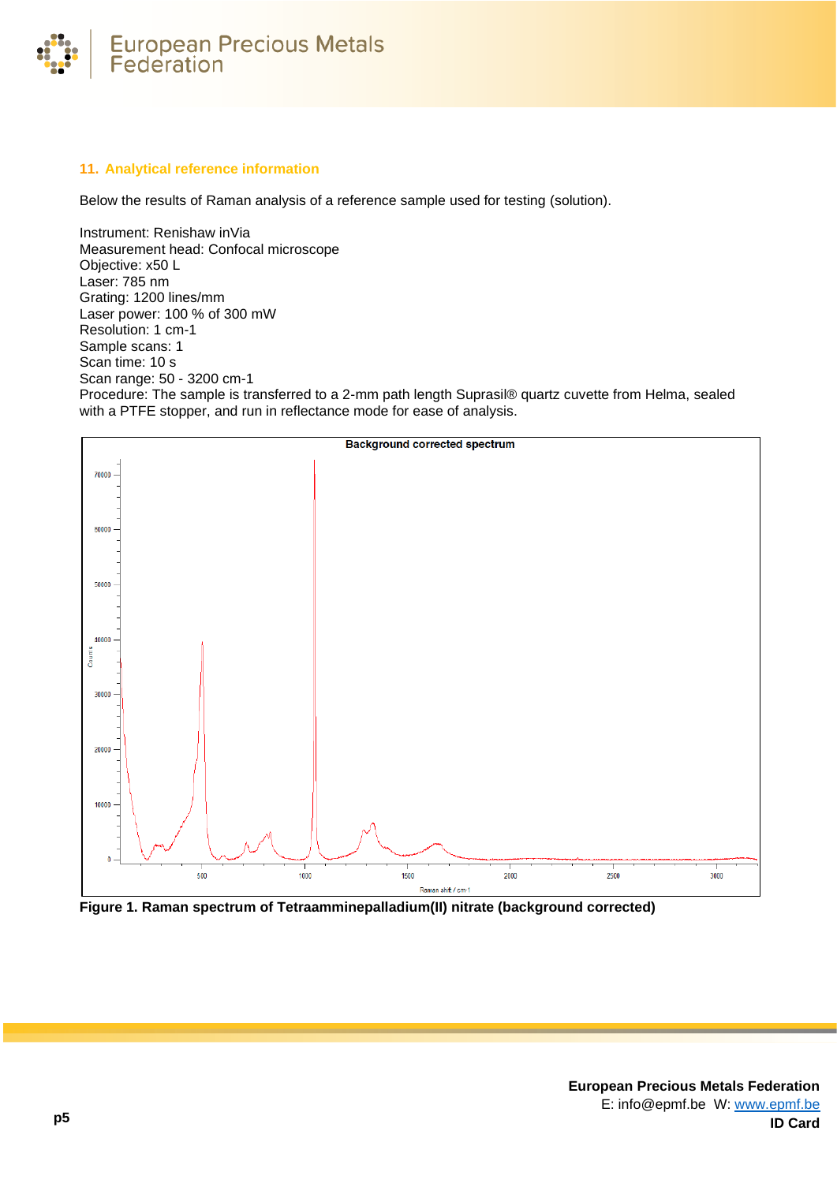## 11. Analytical reference information

Below the results of Raman analysis of a reference sample used for testing (solution).

Instrument: Renishaw inVia
Measurement head: Confocal microscope
Objective: x50 L
Laser: 785 nm
Grating: 1200 lines/mm
Laser power: 100 % of 300 mW
Resolution: 1 cm-1
Sample scans: 1
Scan time: 10 s
Scan range: 50 - 3200 cm-1
Procedure: The sample is transferred to a 2-mm path length Suprasil® quartz cuvette from Helma, sealed with a PTFE stopper, and run in reflectance mode for ease of analysis.

Background corrected spectrum

Counts

70000
60000
50000
40000
30000
20000
10000
0

500
1000
1500
2000
2500
3000

Raman shift / cm-1

**Figure 1. Raman spectrum of Tetraamminepalladium(II) nitrate (background corrected)**